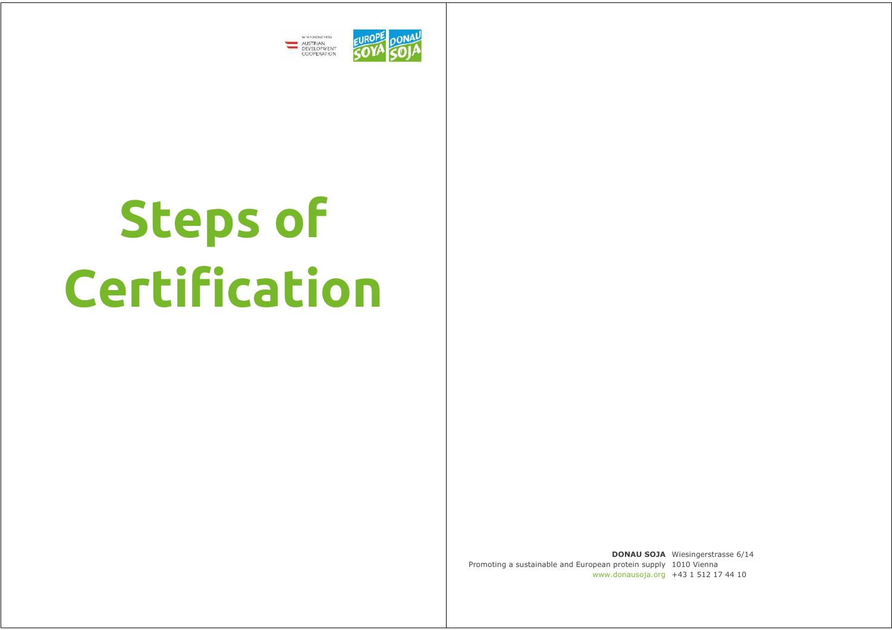# Steps of Certification

**DONAU SOJA** Wiesingerstrasse 6/14
Promoting a sustainable and European protein supply 1010 Vienna
www.donausoja.org +43 1 512 17 44 10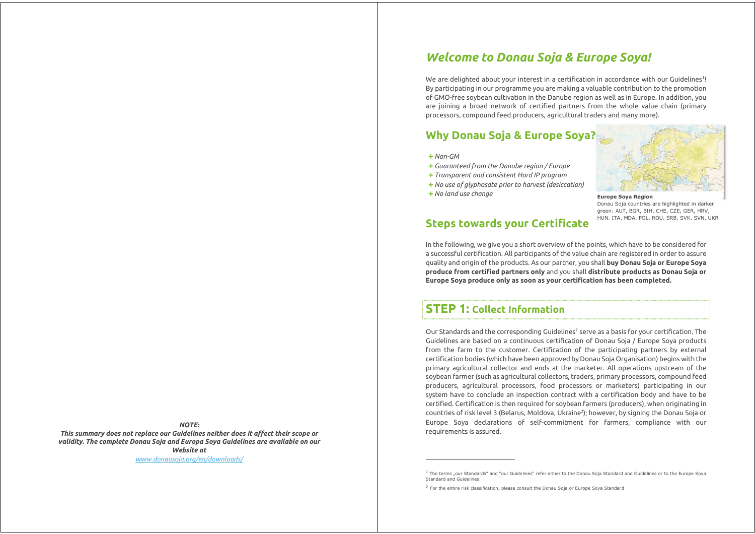*This summary does not replace our Guidelines neither does it affect their scope or validity. The complete Donau Soja and Europa Soya Guidelines are available on our Website at* [*www.donausoja.org/en/downloads/*](www.donausoja.org/en/downloads/)

# *Welcome to Donau Soja & Europe Soya!*

We are delighted about your interest in a certification in accordance with our Guidelines[1]! By participating in our programme you are making a valuable contribution to the promotion of GMO-free soybean cultivation in the Danube region as well as in Europe. In addition, you are joining a broad network of certified partners from the whole value chain (primary processors, compound feed producers, agricultural traders and many more).

## Why Donau Soja & Europe Soya?

- *Non-GM*
- *Guaranteed from the Danube region / Europe*
- *Transparent and consistent Hard IP program*
- *No use of glyphosate prior to harvest (desiccation)*
- *No land use change*

**Europe Soya Region**
Donau Soja countries are highlighted in darker green: AUT, BGR, BIH, CHE, CZE, GER, HRV, HUN, ITA, MDA, POL, ROU, SRB, SVK, SVN, UKR

## Steps towards your Certificate

In the following, we give you a short overview of the points, which have to be considered for a successful certification. All participants of the value chain are registered in order to assure quality and origin of the products. As our partner, you shall **buy Donau Soja or Europe Soya produce from certified partners only** and you shall **distribute products as Donau Soja or Europe Soya produce only as soon as your certification has been completed.**

## STEP 1: Collect Information

Our Standards and the corresponding Guidelines[1] serve as a basis for your certification. The Guidelines are based on a continuous certification of Donau Soja / Europe Soya products from the farm to the customer. Certification of the participating partners by external certification bodies (which have been approved by Donau Soja Organisation) begins with the primary agricultural collector and ends at the marketer. All operations upstream of the soybean farmer (such as agricultural collectors, traders, primary processors, compound feed producers, agricultural processors, food processors or marketers) participating in our system have to conclude an inspection contract with a certification body and have to be certified. Certification is then required for soybean farmers (producers), when originating in countries of risk level 3 (Belarus, Moldova, Ukraine[2]); however, by signing the Donau Soja or Europe Soya declarations of self-commitment for farmers, compliance with our requirements is assured.

---

[1] The terms „our Standards" and "our Guidelines" refer either to the Donau Soja Standard and Guidelines or to the Europe Soya Standard and Guidelines

[2] For the entire risk classification, please consult the Donau Soja or Europe Soya Standard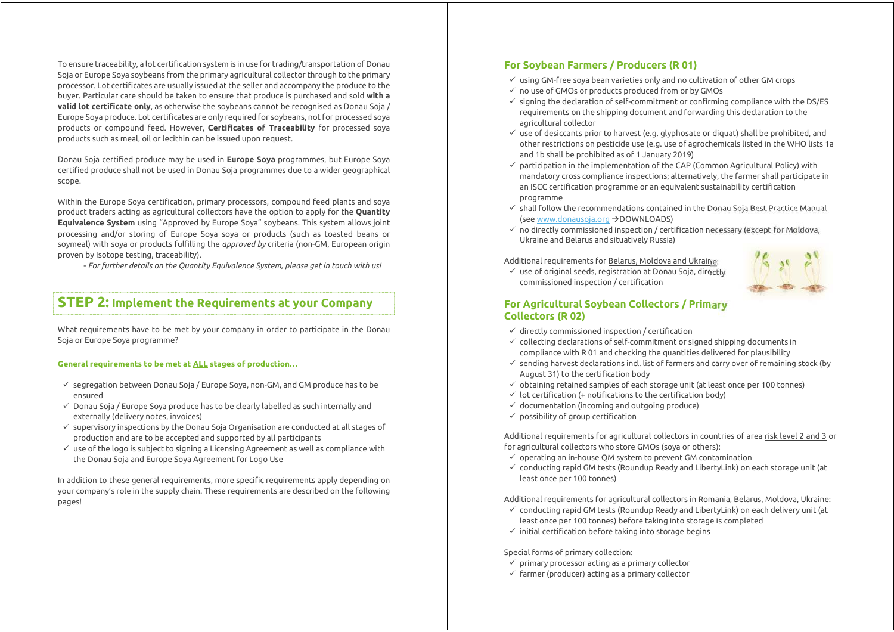To ensure traceability, a lot certification system is in use for trading/transportation of Donau Soja or Europe Soya soybeans from the primary agricultural collector through to the primary processor. Lot certificates are usually issued at the seller and accompany the produce to the buyer. Particular care should be taken to ensure that produce is purchased and sold **with a valid lot certificate only**, as otherwise the soybeans cannot be recognised as Donau Soja / Europe Soya produce. Lot certificates are only required for soybeans, not for processed soya products or compound feed. However, **Certificates of Traceability** for processed soya products such as meal, oil or lecithin can be issued upon request.

Donau Soja certified produce may be used in **Europe Soya** programmes, but Europe Soya certified produce shall not be used in Donau Soja programmes due to a wider geographical scope.

Within the Europe Soya certification, primary processors, compound feed plants and soya product traders acting as agricultural collectors have the option to apply for the **Quantity Equivalence System** using "Approved by Europe Soya" soybeans. This system allows joint processing and/or storing of Europe Soya soya or products (such as toasted beans or soymeal) with soya or products fulfilling the *approved by* criteria (non-GM, European origin proven by Isotope testing, traceability).

*- For further details on the Quantity Equivalence System, please get in touch with us!*

## STEP 2: Implement the Requirements at your Company

What requirements have to be met by your company in order to participate in the Donau Soja or Europe Soya programme?

**General requirements to be met at ALL stages of production…**

- ✓ segregation between Donau Soja / Europe Soya, non-GM, and GM produce has to be ensured
- ✓ Donau Soja / Europe Soya produce has to be clearly labelled as such internally and externally (delivery notes, invoices)
- ✓ supervisory inspections by the Donau Soja Organisation are conducted at all stages of production and are to be accepted and supported by all participants
- ✓ use of the logo is subject to signing a Licensing Agreement as well as compliance with the Donau Soja and Europe Soya Agreement for Logo Use

In addition to these general requirements, more specific requirements apply depending on your company's role in the supply chain. These requirements are described on the following pages!

### For Soybean Farmers / Producers (R 01)

- ✓ using GM-free soya bean varieties only and no cultivation of other GM crops
- ✓ no use of GMOs or products produced from or by GMOs
- ✓ signing the declaration of self-commitment or confirming compliance with the DS/ES requirements on the shipping document and forwarding this declaration to the agricultural collector
- ✓ use of desiccants prior to harvest (e.g. glyphosate or diquat) shall be prohibited, and other restrictions on pesticide use (e.g. use of agrochemicals listed in the WHO lists 1a and 1b shall be prohibited as of 1 January 2019)
- ✓ participation in the implementation of the CAP (Common Agricultural Policy) with mandatory cross compliance inspections; alternatively, the farmer shall participate in an ISCC certification programme or an equivalent sustainability certification programme
- ✓ shall follow the recommendations contained in the Donau Soja Best Practice Manual (see www.donausoja.org →DOWNLOADS)
- ✓ no directly commissioned inspection / certification necessary (except for Moldova, Ukraine and Belarus and situatively Russia)

Additional requirements for Belarus, Moldova and Ukraine:

- ✓ use of original seeds, registration at Donau Soja, directly commissioned inspection / certification

### For Agricultural Soybean Collectors / Primary Collectors (R 02)

- ✓ directly commissioned inspection / certification
- ✓ collecting declarations of self-commitment or signed shipping documents in compliance with R 01 and checking the quantities delivered for plausibility
- ✓ sending harvest declarations incl. list of farmers and carry over of remaining stock (by August 31) to the certification body
- ✓ obtaining retained samples of each storage unit (at least once per 100 tonnes)
- ✓ lot certification (+ notifications to the certification body)
- ✓ documentation (incoming and outgoing produce)
- ✓ possibility of group certification

Additional requirements for agricultural collectors in countries of area risk level 2 and 3 or for agricultural collectors who store GMOs (soya or others):

- ✓ operating an in-house QM system to prevent GM contamination
- ✓ conducting rapid GM tests (Roundup Ready and LibertyLink) on each storage unit (at least once per 100 tonnes)

Additional requirements for agricultural collectors in Romania, Belarus, Moldova, Ukraine:

- ✓ conducting rapid GM tests (Roundup Ready and LibertyLink) on each delivery unit (at least once per 100 tonnes) before taking into storage is completed
- ✓ initial certification before taking into storage begins

Special forms of primary collection:

- ✓ primary processor acting as a primary collector
- ✓ farmer (producer) acting as a primary collector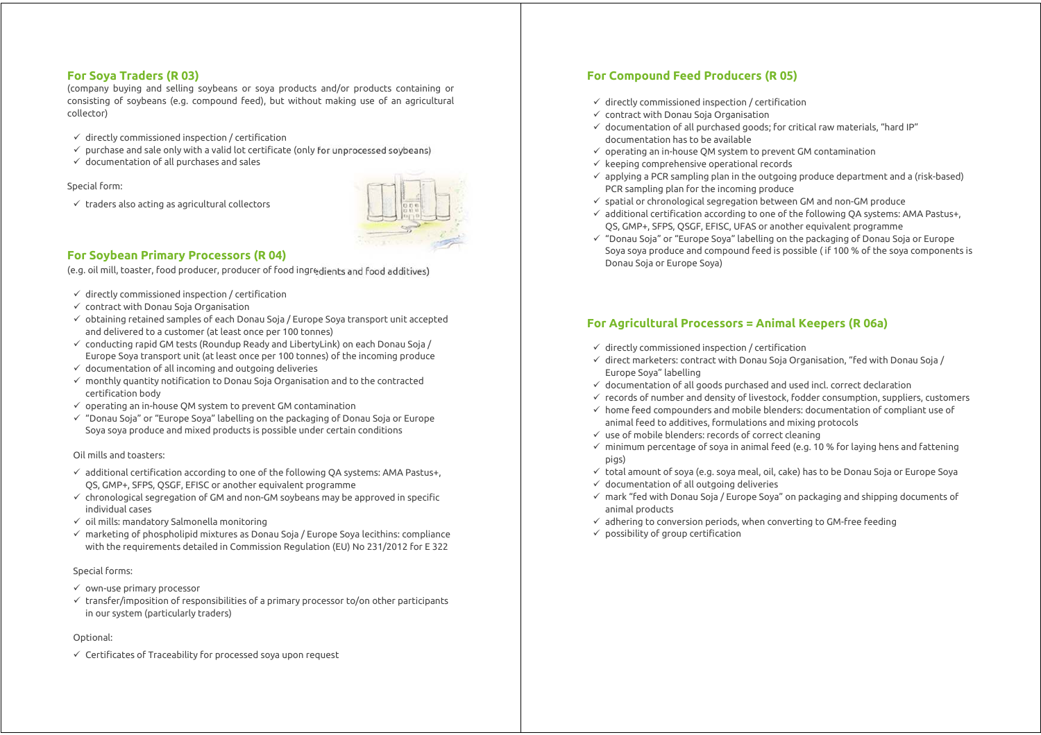## For Soya Traders (R 03)

(company buying and selling soybeans or soya products and/or products containing or consisting of soybeans (e.g. compound feed), but without making use of an agricultural collector)

- ✓ directly commissioned inspection / certification
- ✓ purchase and sale only with a valid lot certificate (only for unprocessed soybeans)
- ✓ documentation of all purchases and sales

Special form:

- ✓ traders also acting as agricultural collectors

## For Soybean Primary Processors (R 04)

(e.g. oil mill, toaster, food producer, producer of food ingredients and food additives)

- ✓ directly commissioned inspection / certification
- ✓ contract with Donau Soja Organisation
- ✓ obtaining retained samples of each Donau Soja / Europe Soya transport unit accepted and delivered to a customer (at least once per 100 tonnes)
- ✓ conducting rapid GM tests (Roundup Ready and LibertyLink) on each Donau Soja / Europe Soya transport unit (at least once per 100 tonnes) of the incoming produce
- ✓ documentation of all incoming and outgoing deliveries
- ✓ monthly quantity notification to Donau Soja Organisation and to the contracted certification body
- ✓ operating an in-house QM system to prevent GM contamination
- ✓ "Donau Soja" or "Europe Soya" labelling on the packaging of Donau Soja or Europe Soya soya produce and mixed products is possible under certain conditions

Oil mills and toasters:

- ✓ additional certification according to one of the following QA systems: AMA Pastus+, QS, GMP+, SFPS, QSGF, EFISC or another equivalent programme
- ✓ chronological segregation of GM and non-GM soybeans may be approved in specific individual cases
- ✓ oil mills: mandatory Salmonella monitoring
- ✓ marketing of phospholipid mixtures as Donau Soja / Europe Soya lecithins: compliance with the requirements detailed in Commission Regulation (EU) No 231/2012 for E 322

Special forms:

- ✓ own-use primary processor
- ✓ transfer/imposition of responsibilities of a primary processor to/on other participants in our system (particularly traders)

Optional:

- ✓ Certificates of Traceability for processed soya upon request

## For Compound Feed Producers (R 05)

- ✓ directly commissioned inspection / certification
- ✓ contract with Donau Soja Organisation
- ✓ documentation of all purchased goods; for critical raw materials, "hard IP" documentation has to be available
- ✓ operating an in-house QM system to prevent GM contamination
- ✓ keeping comprehensive operational records
- ✓ applying a PCR sampling plan in the outgoing produce department and a (risk-based) PCR sampling plan for the incoming produce
- ✓ spatial or chronological segregation between GM and non-GM produce
- ✓ additional certification according to one of the following QA systems: AMA Pastus+, QS, GMP+, SFPS, QSGF, EFISC, UFAS or another equivalent programme
- ✓ "Donau Soja" or "Europe Soya" labelling on the packaging of Donau Soja or Europe Soya soya produce and compound feed is possible ( if 100 % of the soya components is Donau Soja or Europe Soya)

## For Agricultural Processors = Animal Keepers (R 06a)

- ✓ directly commissioned inspection / certification
- ✓ direct marketers: contract with Donau Soja Organisation, "fed with Donau Soja / Europe Soya" labelling
- ✓ documentation of all goods purchased and used incl. correct declaration
- ✓ records of number and density of livestock, fodder consumption, suppliers, customers
- ✓ home feed compounders and mobile blenders: documentation of compliant use of animal feed to additives, formulations and mixing protocols
- ✓ use of mobile blenders: records of correct cleaning
- ✓ minimum percentage of soya in animal feed (e.g. 10 % for laying hens and fattening pigs)
- ✓ total amount of soya (e.g. soya meal, oil, cake) has to be Donau Soja or Europe Soya
- ✓ documentation of all outgoing deliveries
- ✓ mark "fed with Donau Soja / Europe Soya" on packaging and shipping documents of animal products
- ✓ adhering to conversion periods, when converting to GM-free feeding
- ✓ possibility of group certification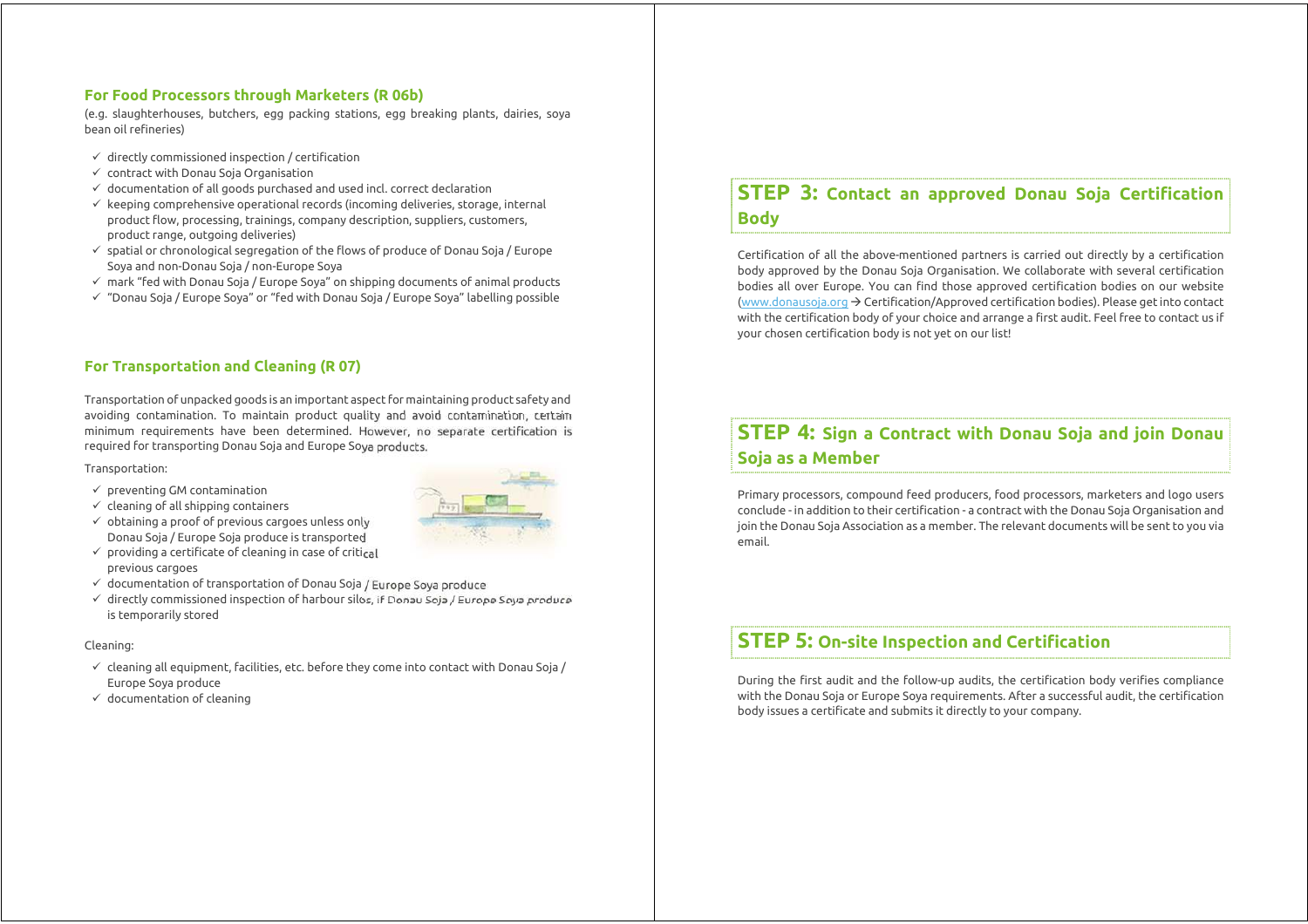## For Food Processors through Marketers (R 06b)

(e.g. slaughterhouses, butchers, egg packing stations, egg breaking plants, dairies, soya bean oil refineries)

- ✓ directly commissioned inspection / certification
- ✓ contract with Donau Soja Organisation
- ✓ documentation of all goods purchased and used incl. correct declaration
- ✓ keeping comprehensive operational records (incoming deliveries, storage, internal product flow, processing, trainings, company description, suppliers, customers, product range, outgoing deliveries)
- ✓ spatial or chronological segregation of the flows of produce of Donau Soja / Europe Soya and non-Donau Soja / non-Europe Soya
- ✓ mark "fed with Donau Soja / Europe Soya" on shipping documents of animal products
- ✓ "Donau Soja / Europe Soya" or "fed with Donau Soja / Europe Soya" labelling possible

## For Transportation and Cleaning (R 07)

Transportation of unpacked goods is an important aspect for maintaining product safety and avoiding contamination. To maintain product quality and avoid contamination, certain minimum requirements have been determined. However, no separate certification is required for transporting Donau Soja and Europe Soya products.

Transportation:

- ✓ preventing GM contamination
- ✓ cleaning of all shipping containers
- ✓ obtaining a proof of previous cargoes unless only Donau Soja / Europe Soja produce is transported
- ✓ providing a certificate of cleaning in case of critical previous cargoes
- ✓ documentation of transportation of Donau Soja / Europe Soya produce
- ✓ directly commissioned inspection of harbour silos, if Donau Soja / Europe Soya produce is temporarily stored

Cleaning:

- ✓ cleaning all equipment, facilities, etc. before they come into contact with Donau Soja / Europe Soya produce
- ✓ documentation of cleaning

## STEP 3: Contact an approved Donau Soja Certification Body

Certification of all the above-mentioned partners is carried out directly by a certification body approved by the Donau Soja Organisation. We collaborate with several certification bodies all over Europe. You can find those approved certification bodies on our website (www.donausoja.org → Certification/Approved certification bodies). Please get into contact with the certification body of your choice and arrange a first audit. Feel free to contact us if your chosen certification body is not yet on our list!

## STEP 4: Sign a Contract with Donau Soja and join Donau Soja as a Member

Primary processors, compound feed producers, food processors, marketers and logo users conclude - in addition to their certification - a contract with the Donau Soja Organisation and join the Donau Soja Association as a member. The relevant documents will be sent to you via email.

## STEP 5: On-site Inspection and Certification

During the first audit and the follow-up audits, the certification body verifies compliance with the Donau Soja or Europe Soya requirements. After a successful audit, the certification body issues a certificate and submits it directly to your company.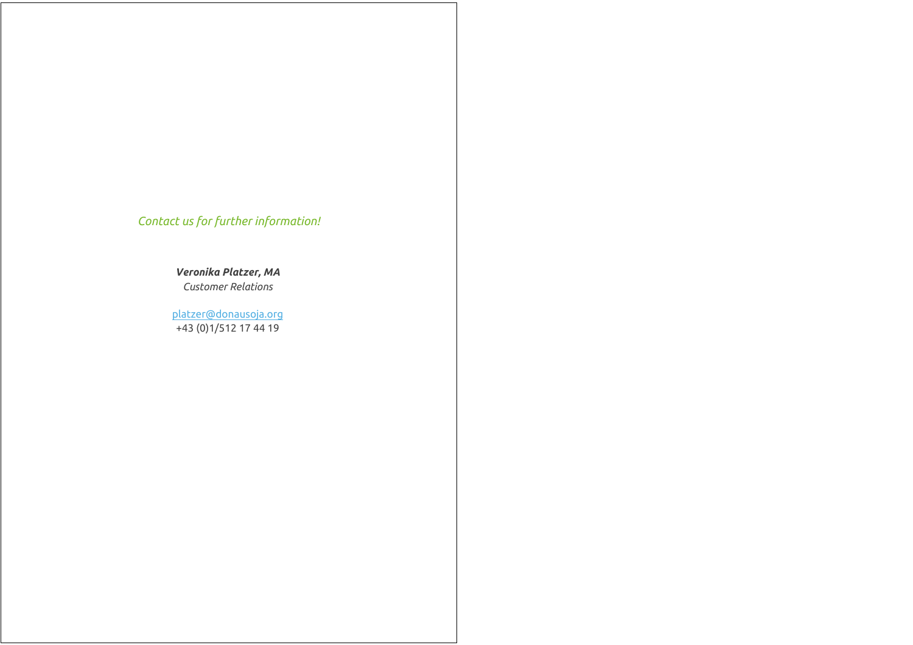*Contact us for further information!*

***Veronika Platzer, MA***
*Customer Relations*

platzer@donausoja.org
+43 (0)1/512 17 44 19